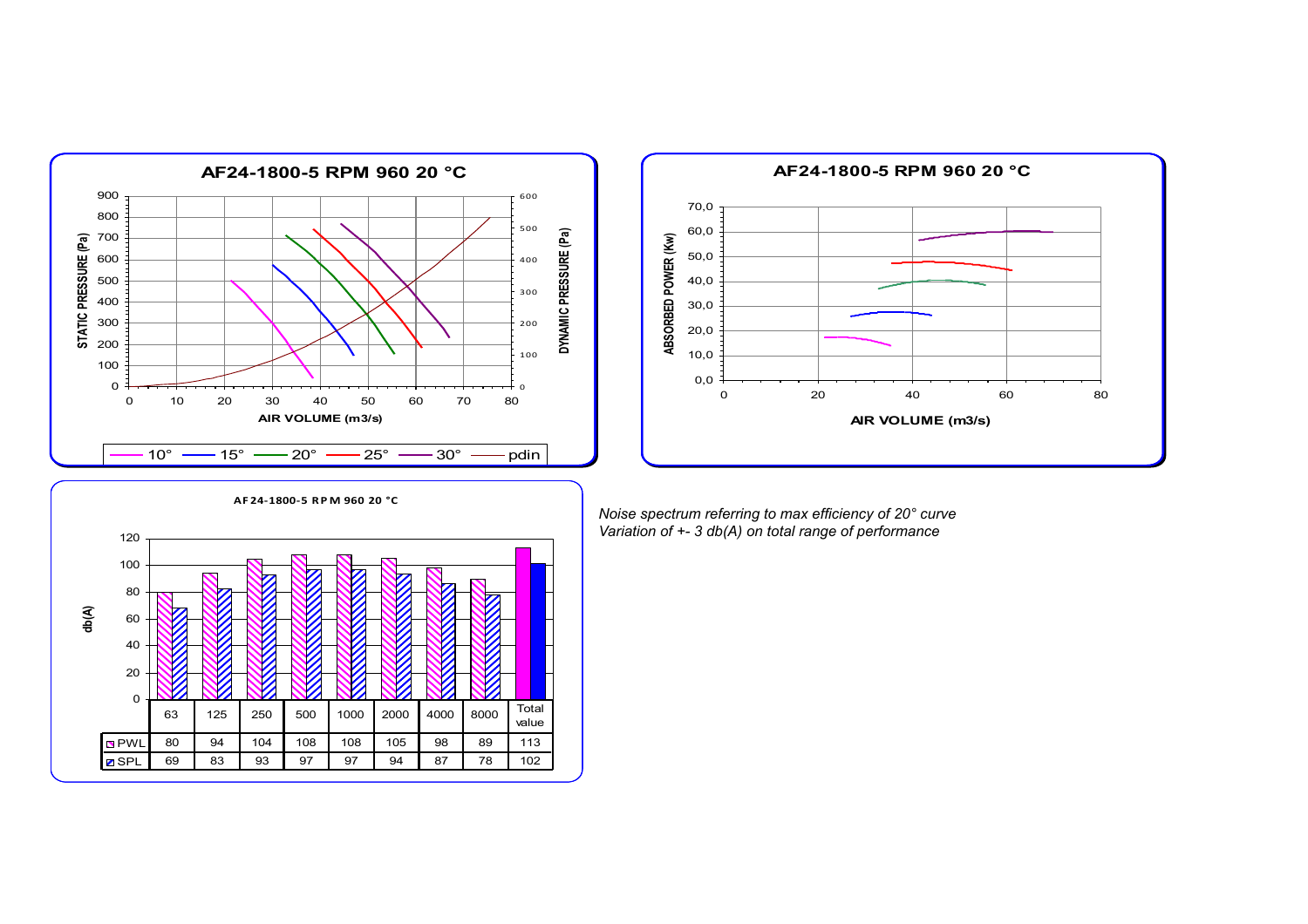## AF24-1800-5 RPM 960 20 °C

## AF24-1800-5 RPM 960 20 °C

## AF24-1800-5 RPM 960 20 °C

| | 63 | 125 | 250 | 500 | 1000 | 2000 | 4000 | 8000 | Total value |
|---|---|---|---|---|---|---|---|---|---|
| PWL | 80 | 94 | 104 | 108 | 108 | 105 | 98 | 89 | 113 |
| SPL | 69 | 83 | 93 | 97 | 97 | 94 | 87 | 78 | 102 |

*Noise spectrum referring to max efficiency of 20° curve*
*Variation of +- 3 db(A) on total range of performance*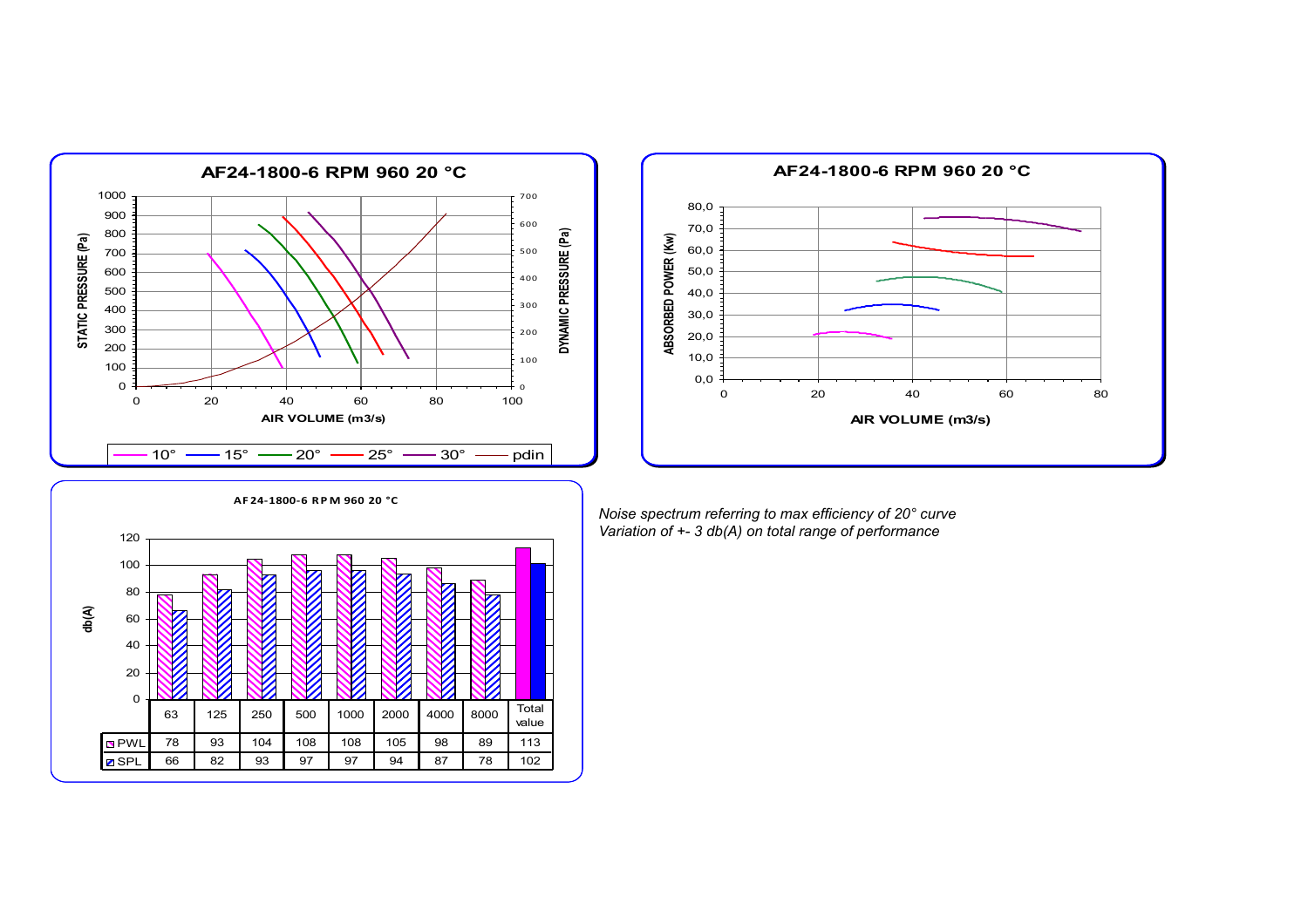**AF24-1800-6 RPM 960 20 °C**

STATIC PRESSURE (Pa) / DYNAMIC PRESSURE (Pa) vs AIR VOLUME (m3/s)

10° 15° 20° 25° 30° pdin

**AF24-1800-6 RPM 960 20 °C**

ABSORBED POWER (Kw) vs AIR VOLUME (m3/s)

**AF24-1800-6 RPM 960 20 °C**

| | 63 | 125 | 250 | 500 | 1000 | 2000 | 4000 | 8000 | Total value |
|---|---|---|---|---|---|---|---|---|---|
| PWL | 78 | 93 | 104 | 108 | 108 | 105 | 98 | 89 | 113 |
| SPL | 66 | 82 | 93 | 97 | 97 | 94 | 87 | 78 | 102 |

*Noise spectrum referring to max efficiency of 20° curve*
*Variation of +- 3 db(A) on total range of performance*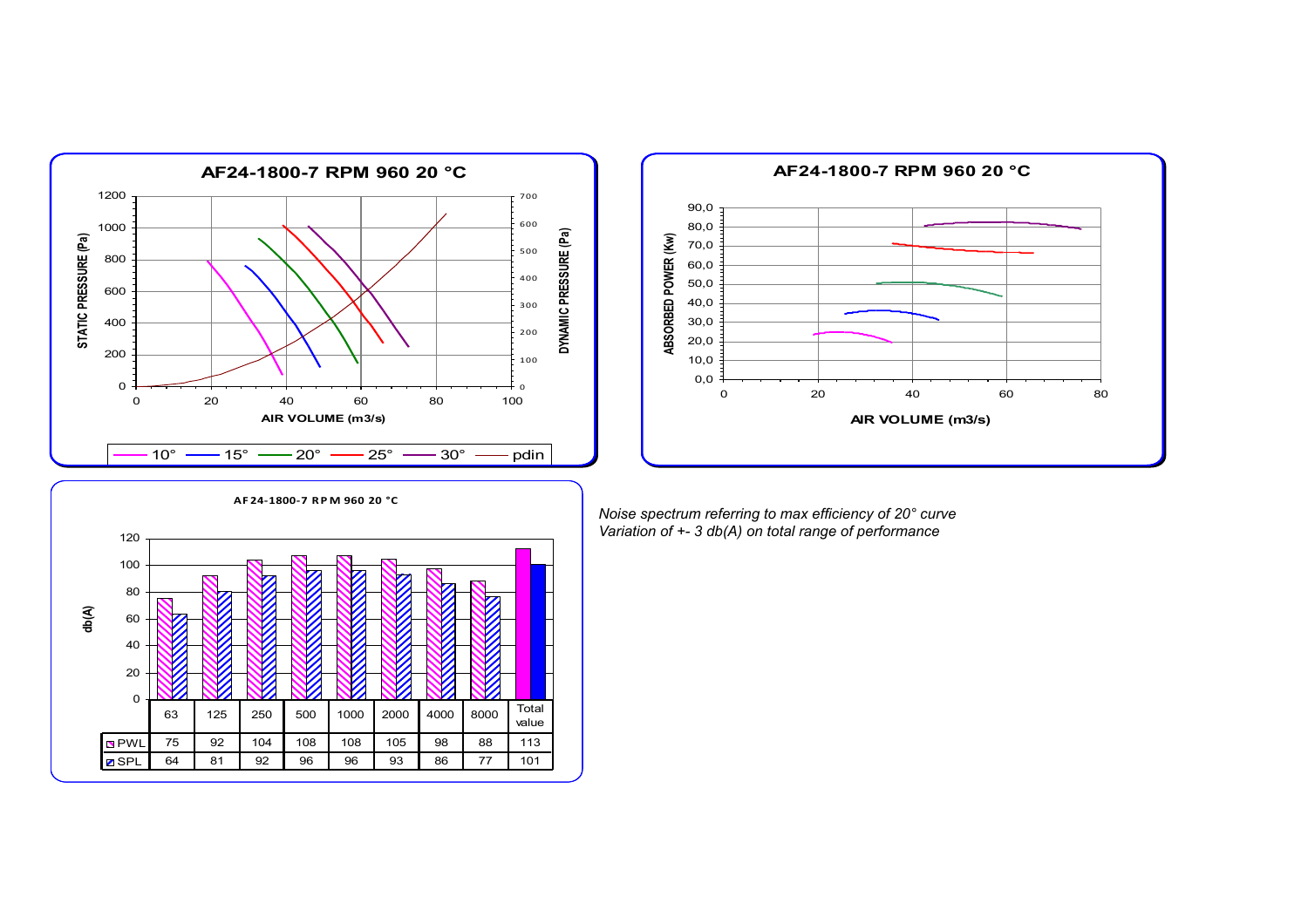**AF24-1800-7 RPM 960 20 °C**

STATIC PRESSURE (Pa) / DYNAMIC PRESSURE (Pa) vs AIR VOLUME (m3/s)

Legend: 10° — 15° — 20° — 25° — 30° — pdin

**AF24-1800-7 RPM 960 20 °C**

ABSORBED POWER (Kw) vs AIR VOLUME (m3/s)

**AF24-1800-7 RPM 960 20 °C**

db(A)

|  | 63 | 125 | 250 | 500 | 1000 | 2000 | 4000 | 8000 | Total value |
|---|---|---|---|---|---|---|---|---|---|
| PWL | 75 | 92 | 104 | 108 | 108 | 105 | 98 | 88 | 113 |
| SPL | 64 | 81 | 92 | 96 | 96 | 93 | 86 | 77 | 101 |

*Noise spectrum referring to max efficiency of 20° curve*
*Variation of +- 3 db(A) on total range of performance*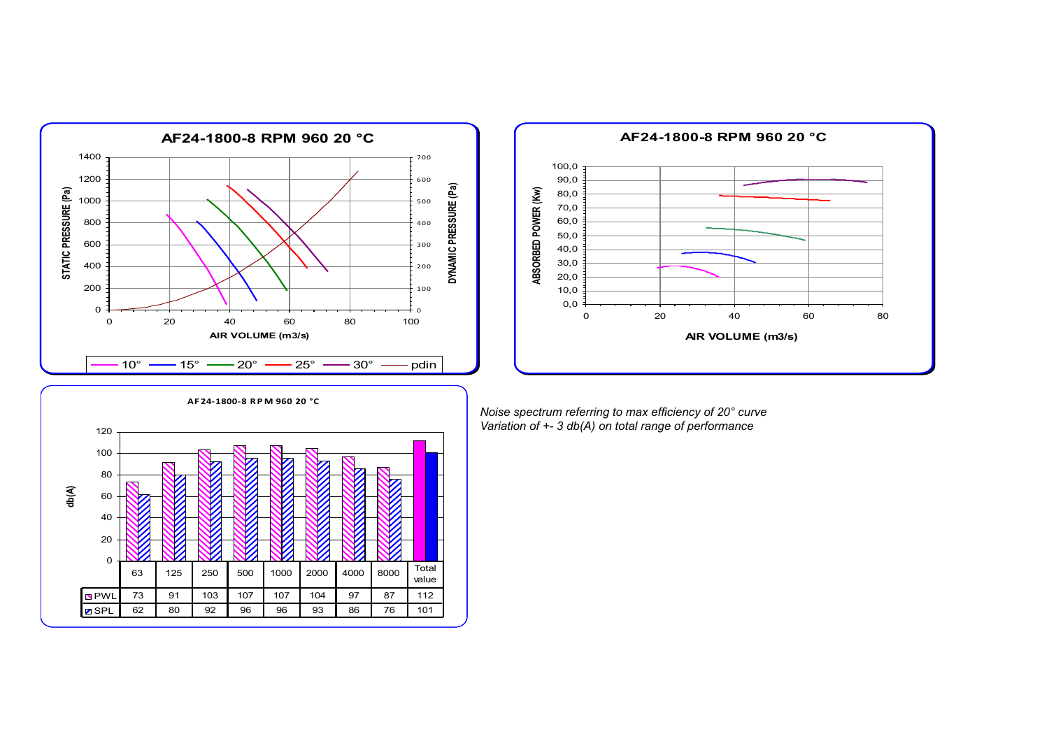**AF24-1800-8 RPM 960 20 °C**

STATIC PRESSURE (Pa) / DYNAMIC PRESSURE (Pa) vs AIR VOLUME (m3/s)

Legend: 10° — 15° — 20° — 25° — 30° — pdin

**AF24-1800-8 RPM 960 20 °C**

ABSORBED POWER (Kw) vs AIR VOLUME (m3/s)

**AF24-1800-8 RPM 960 20 °C**

| db(A) | 63 | 125 | 250 | 500 | 1000 | 2000 | 4000 | 8000 | Total value |
|---|---|---|---|---|---|---|---|---|---|
| PWL | 73 | 91 | 103 | 107 | 107 | 104 | 97 | 87 | 112 |
| SPL | 62 | 80 | 92 | 96 | 96 | 93 | 86 | 76 | 101 |

*Noise spectrum referring to max efficiency of 20° curve*
*Variation of +- 3 db(A) on total range of performance*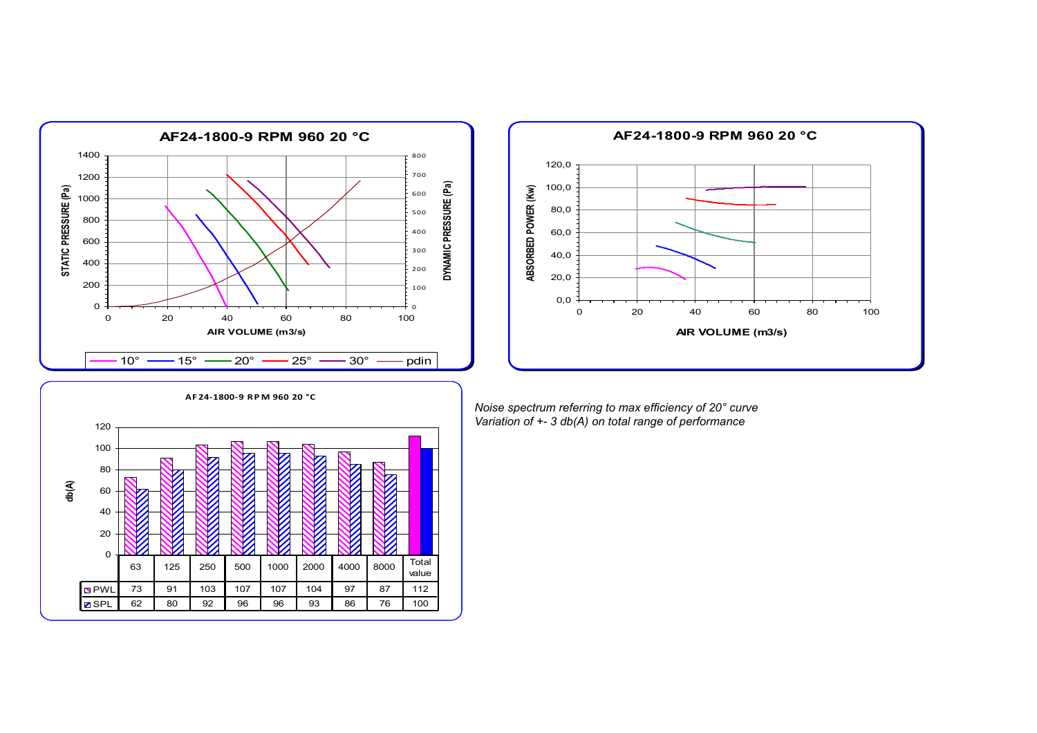**AF24-1800-9 RPM 960 20 °C**

STATIC PRESSURE (Pa) / DYNAMIC PRESSURE (Pa) vs AIR VOLUME (m3/s)

10° — 15° — 20° — 25° — 30° — pdin

**AF24-1800-9 RPM 960 20 °C**

ABSORBED POWER (Kw) vs AIR VOLUME (m3/s)

**AF24-1800-9 RPM 960 20 °C**

db(A)

| | 63 | 125 | 250 | 500 | 1000 | 2000 | 4000 | 8000 | Total value |
|---|---|---|---|---|---|---|---|---|---|
| PWL | 73 | 91 | 103 | 107 | 107 | 104 | 97 | 87 | 112 |
| SPL | 62 | 80 | 92 | 96 | 96 | 93 | 86 | 76 | 100 |

*Noise spectrum referring to max efficiency of 20° curve*
*Variation of +- 3 db(A) on total range of performance*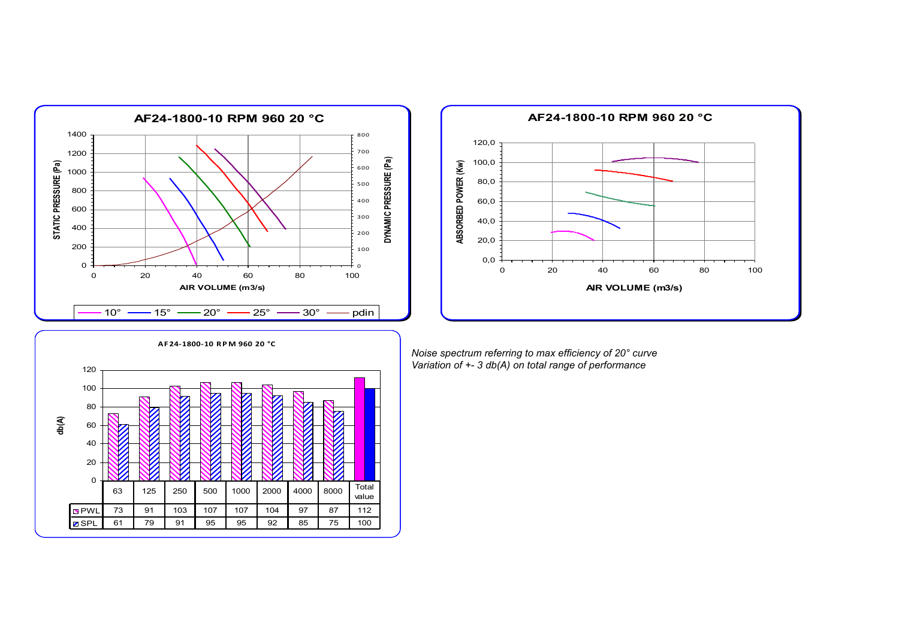**AF24-1800-10 RPM 960 20 °C**

STATIC PRESSURE (Pa) / DYNAMIC PRESSURE (Pa) / AIR VOLUME (m3/s)

10° — 15° — 20° — 25° — 30° — pdin

**AF24-1800-10 RPM 960 20 °C**

ABSORBED POWER (Kw) / AIR VOLUME (m3/s)

**AF24-1800-10 RPM 960 20 °C**

db(A)

| | 63 | 125 | 250 | 500 | 1000 | 2000 | 4000 | 8000 | Total value |
|---|---|---|---|---|---|---|---|---|---|
| PWL | 73 | 91 | 103 | 107 | 107 | 104 | 97 | 87 | 112 |
| SPL | 61 | 79 | 91 | 95 | 95 | 92 | 85 | 75 | 100 |

*Noise spectrum referring to max efficiency of 20° curve*
*Variation of +- 3 db(A) on total range of performance*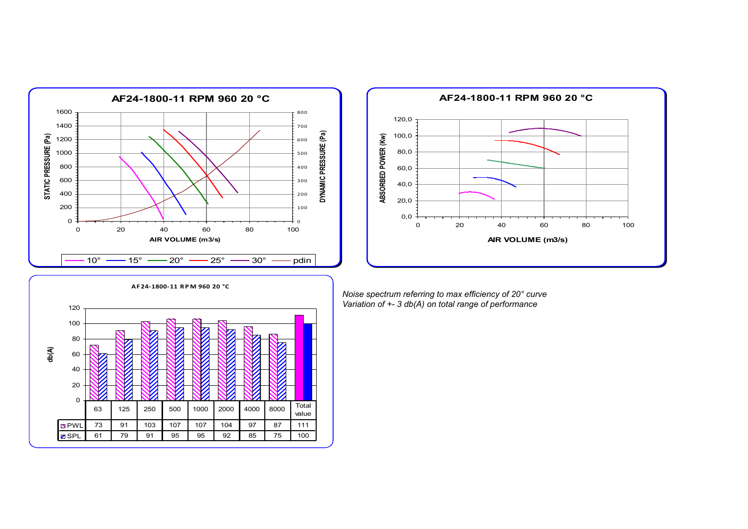**AF24-1800-11 RPM 960 20 °C**

STATIC PRESSURE (Pa)

1600
1400
1200
1000
800
600
400
200
0

DYNAMIC PRESSURE (Pa)

800
700
600
500
400
300
200
100
0

AIR VOLUME (m3/s)

0 20 40 60 80 100

10° 15° 20° 25° 30° pdin

**AF24-1800-11 RPM 960 20 °C**

ABSORBED POWER (Kw)

120,0
100,0
80,0
60,0
40,0
20,0
0,0

AIR VOLUME (m3/s)

0 20 40 60 80 100

**AF24-1800-11 RPM 960 20 °C**

db(A)

120
100
80
60
40
20
0

| | 63 | 125 | 250 | 500 | 1000 | 2000 | 4000 | 8000 | Total value |
|---|---|---|---|---|---|---|---|---|---|
| PWL | 73 | 91 | 103 | 107 | 107 | 104 | 97 | 87 | 111 |
| SPL | 61 | 79 | 91 | 95 | 95 | 92 | 85 | 75 | 100 |

*Noise spectrum referring to max efficiency of 20° curve*
*Variation of +- 3 db(A) on total range of performance*